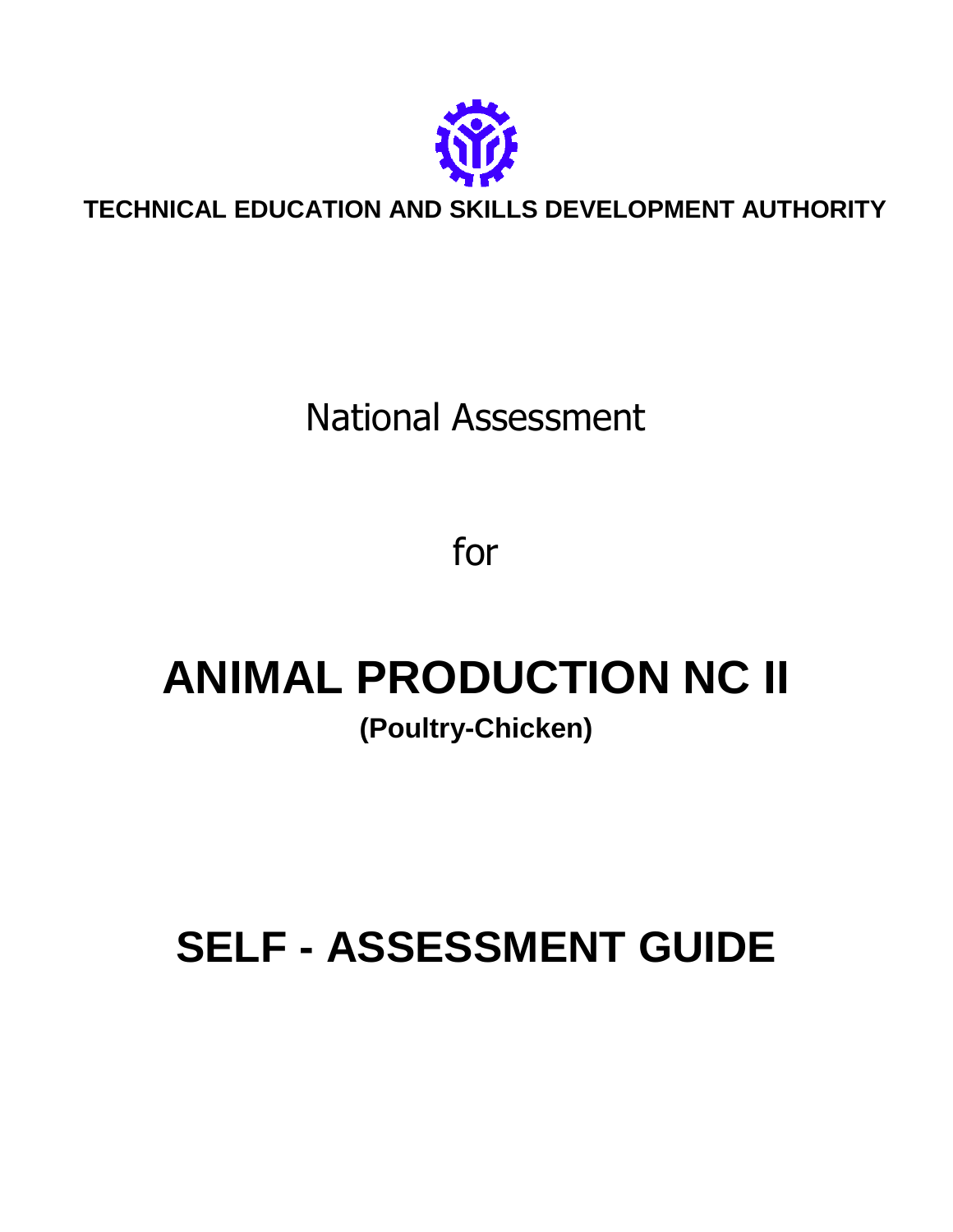**TECHNICAL EDUCATION AND SKILLS DEVELOPMENT AUTHORITY**

National Assessment

for

# ANIMAL PRODUCTION NC II

**(Poultry-Chicken)**

# SELF - ASSESSMENT GUIDE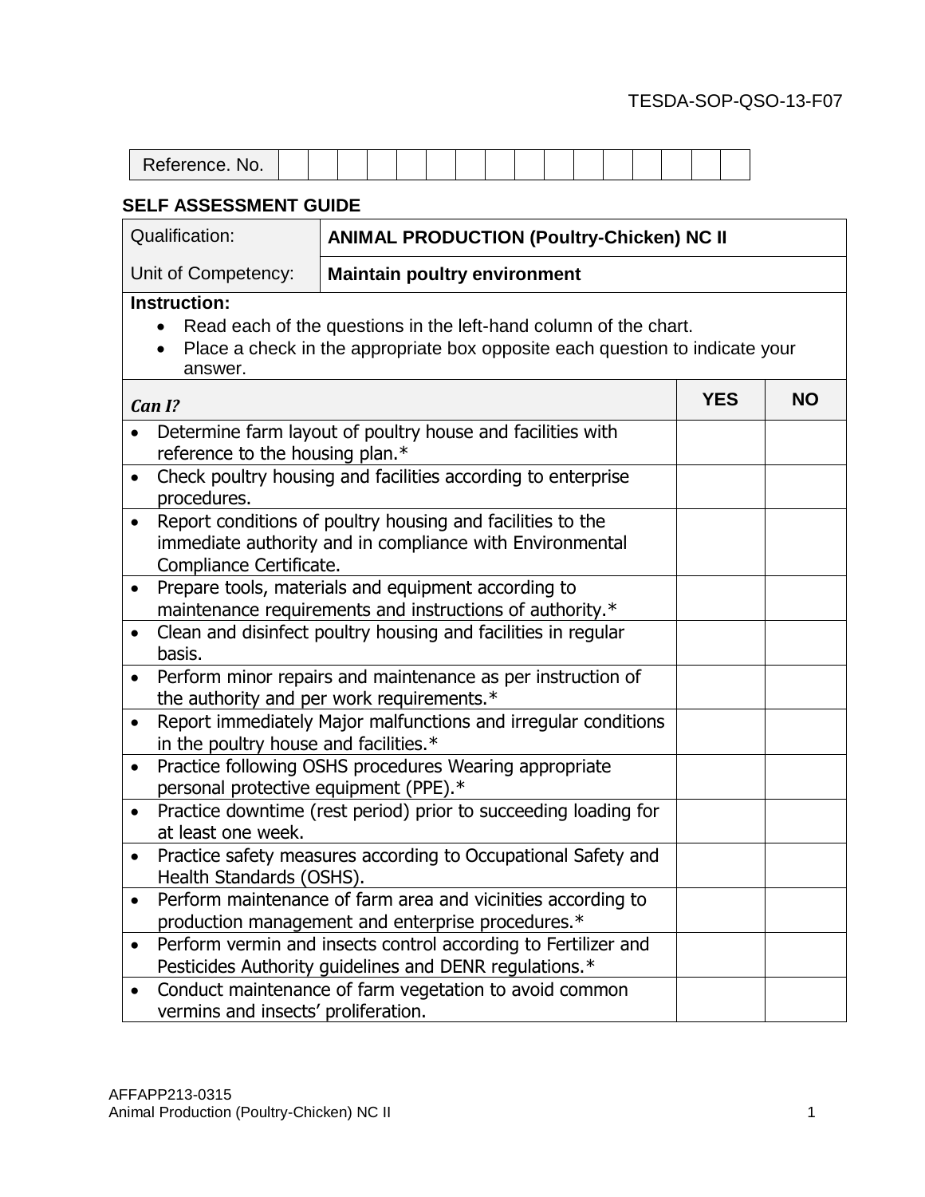TESDA-SOP-QSO-13-F07

| Reference. No. | | | | | | | | | | | | | | | | |
|---|---|---|---|---|---|---|---|---|---|---|---|---|---|---|---|---|

**SELF ASSESSMENT GUIDE**

| Qualification: | **ANIMAL PRODUCTION (Poultry-Chicken) NC II** |
|---|---|
| Unit of Competency: | **Maintain poultry environment** |

**Instruction:**

- Read each of the questions in the left-hand column of the chart.
- Place a check in the appropriate box opposite each question to indicate your answer.

| ***Can I?*** | **YES** | **NO** |
|---|---|---|
| • Determine farm layout of poultry house and facilities with reference to the housing plan.* | | |
| • Check poultry housing and facilities according to enterprise procedures. | | |
| • Report conditions of poultry housing and facilities to the immediate authority and in compliance with Environmental Compliance Certificate. | | |
| • Prepare tools, materials and equipment according to maintenance requirements and instructions of authority.* | | |
| • Clean and disinfect poultry housing and facilities in regular basis. | | |
| • Perform minor repairs and maintenance as per instruction of the authority and per work requirements.* | | |
| • Report immediately Major malfunctions and irregular conditions in the poultry house and facilities.* | | |
| • Practice following OSHS procedures Wearing appropriate personal protective equipment (PPE).* | | |
| • Practice downtime (rest period) prior to succeeding loading for at least one week. | | |
| • Practice safety measures according to Occupational Safety and Health Standards (OSHS). | | |
| • Perform maintenance of farm area and vicinities according to production management and enterprise procedures.* | | |
| • Perform vermin and insects control according to Fertilizer and Pesticides Authority guidelines and DENR regulations.* | | |
| • Conduct maintenance of farm vegetation to avoid common vermins and insects' proliferation. | | |

AFFAPP213-0315
Animal Production (Poultry-Chicken) NC II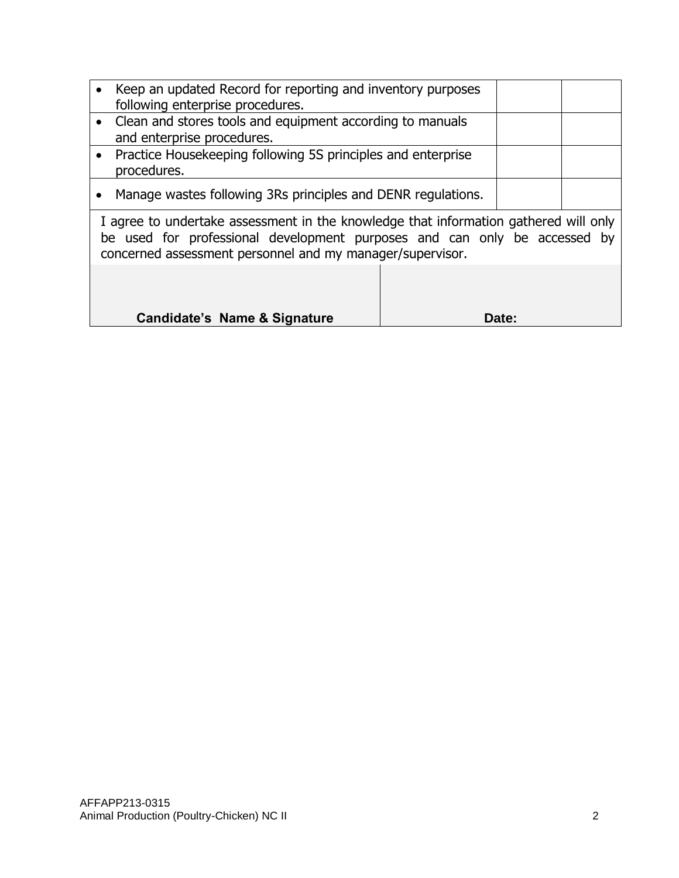| | | |
|---|---|---|
| • Keep an updated Record for reporting and inventory purposes following enterprise procedures. | | |
| • Clean and stores tools and equipment according to manuals and enterprise procedures. | | |
| • Practice Housekeeping following 5S principles and enterprise procedures. | | |
| • Manage wastes following 3Rs principles and DENR regulations. | | |

I agree to undertake assessment in the knowledge that information gathered will only be used for professional development purposes and can only be accessed by concerned assessment personnel and my manager/supervisor.

| | |
|---|---|
| **Candidate's Name & Signature** | **Date:** |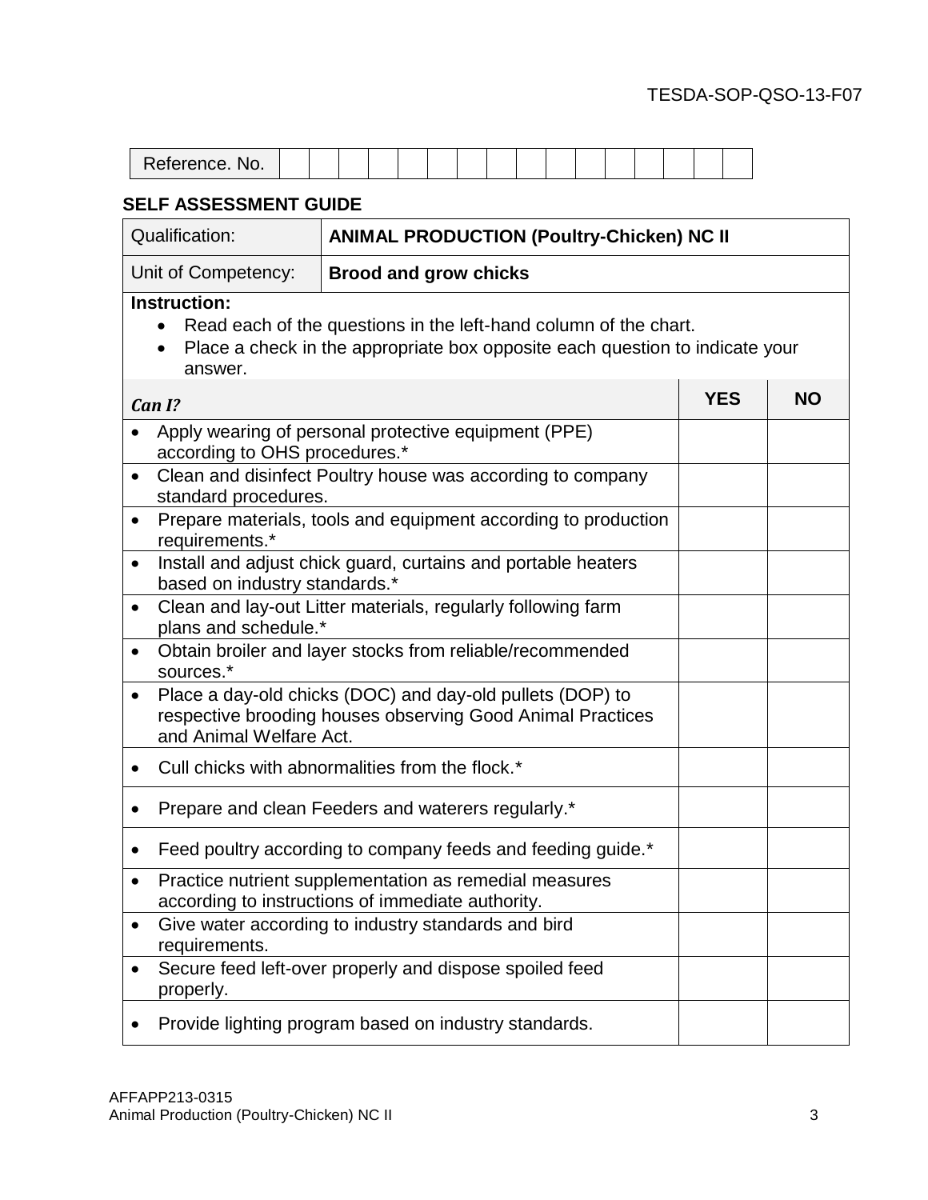TESDA-SOP-QSO-13-F07

| Reference. No. | | | | | | | | | | | | | | | |
|---|---|---|---|---|---|---|---|---|---|---|---|---|---|---|---|

**SELF ASSESSMENT GUIDE**

| Qualification: | **ANIMAL PRODUCTION (Poultry-Chicken) NC II** |
|---|---|
| Unit of Competency: | **Brood and grow chicks** |

**Instruction:**

- Read each of the questions in the left-hand column of the chart.
- Place a check in the appropriate box opposite each question to indicate your answer.

| *Can I?* | **YES** | **NO** |
|---|---|---|
| • Apply wearing of personal protective equipment (PPE) according to OHS procedures.* | | |
| • Clean and disinfect Poultry house was according to company standard procedures. | | |
| • Prepare materials, tools and equipment according to production requirements.* | | |
| • Install and adjust chick guard, curtains and portable heaters based on industry standards.* | | |
| • Clean and lay-out Litter materials, regularly following farm plans and schedule.* | | |
| • Obtain broiler and layer stocks from reliable/recommended sources.* | | |
| • Place a day-old chicks (DOC) and day-old pullets (DOP) to respective brooding houses observing Good Animal Practices and Animal Welfare Act. | | |
| • Cull chicks with abnormalities from the flock.* | | |
| • Prepare and clean Feeders and waterers regularly.* | | |
| • Feed poultry according to company feeds and feeding guide.* | | |
| • Practice nutrient supplementation as remedial measures according to instructions of immediate authority. | | |
| • Give water according to industry standards and bird requirements. | | |
| • Secure feed left-over properly and dispose spoiled feed properly. | | |
| • Provide lighting program based on industry standards. | | |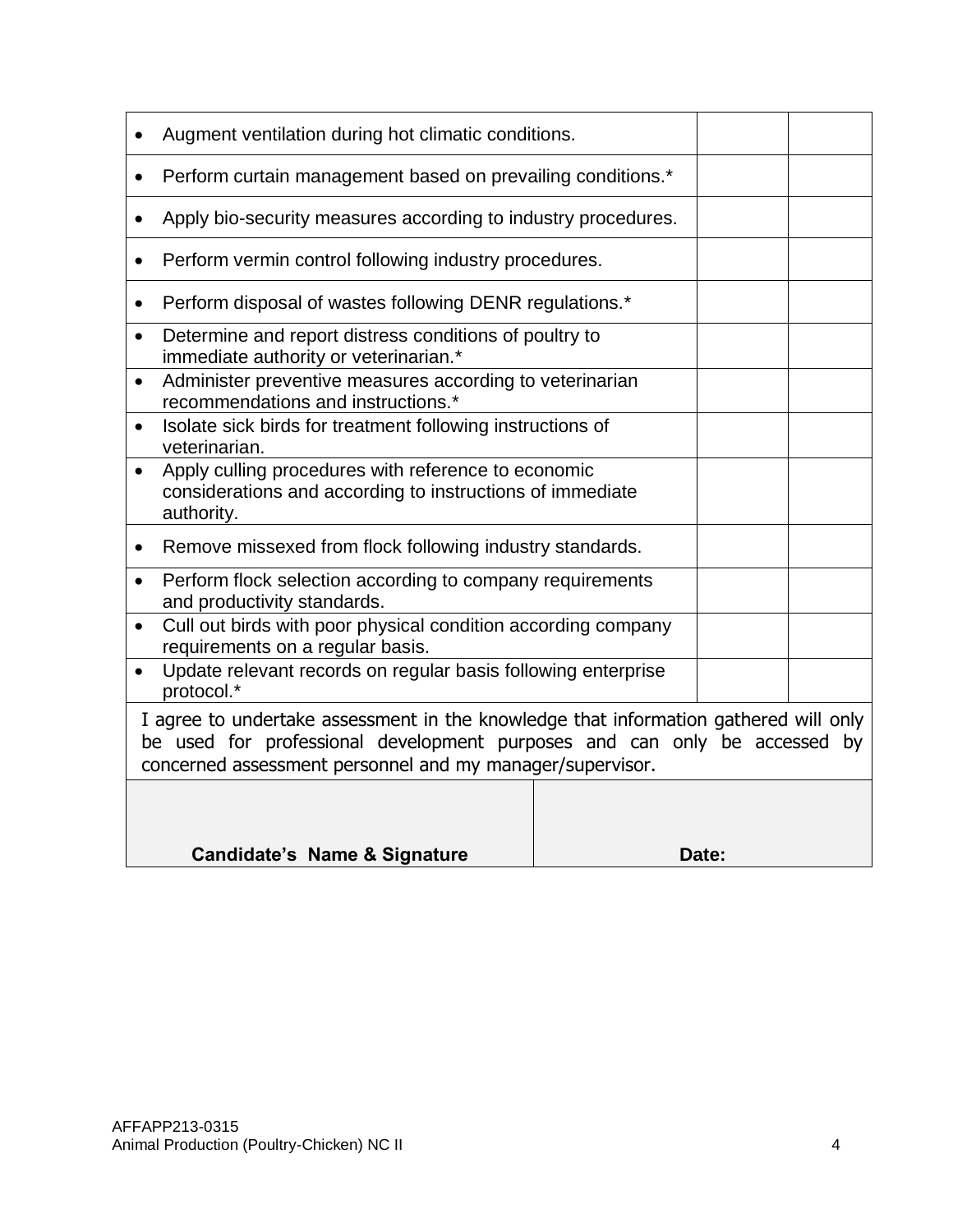| | | |
|---|---|---|
| • Augment ventilation during hot climatic conditions. | | |
| • Perform curtain management based on prevailing conditions.* | | |
| • Apply bio-security measures according to industry procedures. | | |
| • Perform vermin control following industry procedures. | | |
| • Perform disposal of wastes following DENR regulations.* | | |
| • Determine and report distress conditions of poultry to immediate authority or veterinarian.* | | |
| • Administer preventive measures according to veterinarian recommendations and instructions.* | | |
| • Isolate sick birds for treatment following instructions of veterinarian. | | |
| • Apply culling procedures with reference to economic considerations and according to instructions of immediate authority. | | |
| • Remove missexed from flock following industry standards. | | |
| • Perform flock selection according to company requirements and productivity standards. | | |
| • Cull out birds with poor physical condition according company requirements on a regular basis. | | |
| • Update relevant records on regular basis following enterprise protocol.* | | |

I agree to undertake assessment in the knowledge that information gathered will only be used for professional development purposes and can only be accessed by concerned assessment personnel and my manager/supervisor.

| | |
|---|---|
| **Candidate's Name & Signature** | **Date:** |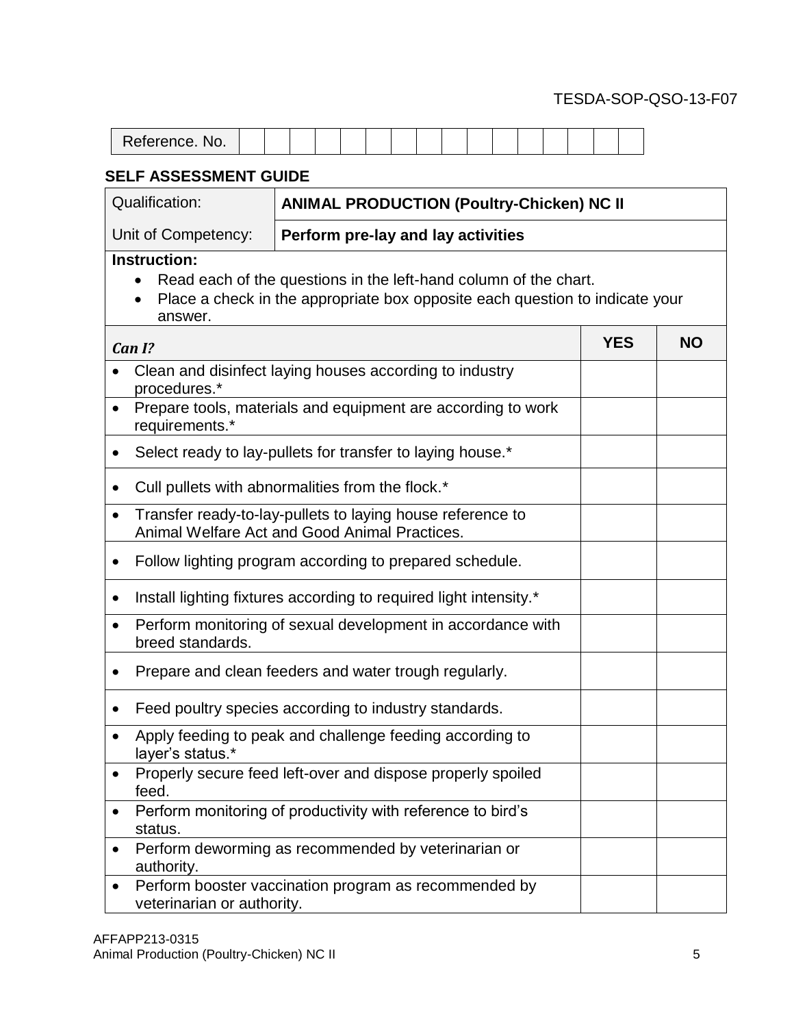TESDA-SOP-QSO-13-F07

| Reference. No. | | | | | | | | | | | | | | | |
|---|---|---|---|---|---|---|---|---|---|---|---|---|---|---|---|

## SELF ASSESSMENT GUIDE

| Qualification: | **ANIMAL PRODUCTION (Poultry-Chicken) NC II** |
|---|---|
| Unit of Competency: | **Perform pre-lay and lay activities** |

**Instruction:**

- Read each of the questions in the left-hand column of the chart.
- Place a check in the appropriate box opposite each question to indicate your answer.

| ***Can I?*** | **YES** | **NO** |
|---|---|---|
| • Clean and disinfect laying houses according to industry procedures.* | | |
| • Prepare tools, materials and equipment are according to work requirements.* | | |
| • Select ready to lay-pullets for transfer to laying house.* | | |
| • Cull pullets with abnormalities from the flock.* | | |
| • Transfer ready-to-lay-pullets to laying house reference to Animal Welfare Act and Good Animal Practices. | | |
| • Follow lighting program according to prepared schedule. | | |
| • Install lighting fixtures according to required light intensity.* | | |
| • Perform monitoring of sexual development in accordance with breed standards. | | |
| • Prepare and clean feeders and water trough regularly. | | |
| • Feed poultry species according to industry standards. | | |
| • Apply feeding to peak and challenge feeding according to layer's status.* | | |
| • Properly secure feed left-over and dispose properly spoiled feed. | | |
| • Perform monitoring of productivity with reference to bird's status. | | |
| • Perform deworming as recommended by veterinarian or authority. | | |
| • Perform booster vaccination program as recommended by veterinarian or authority. | | |

AFFAPP213-0315
Animal Production (Poultry-Chicken) NC II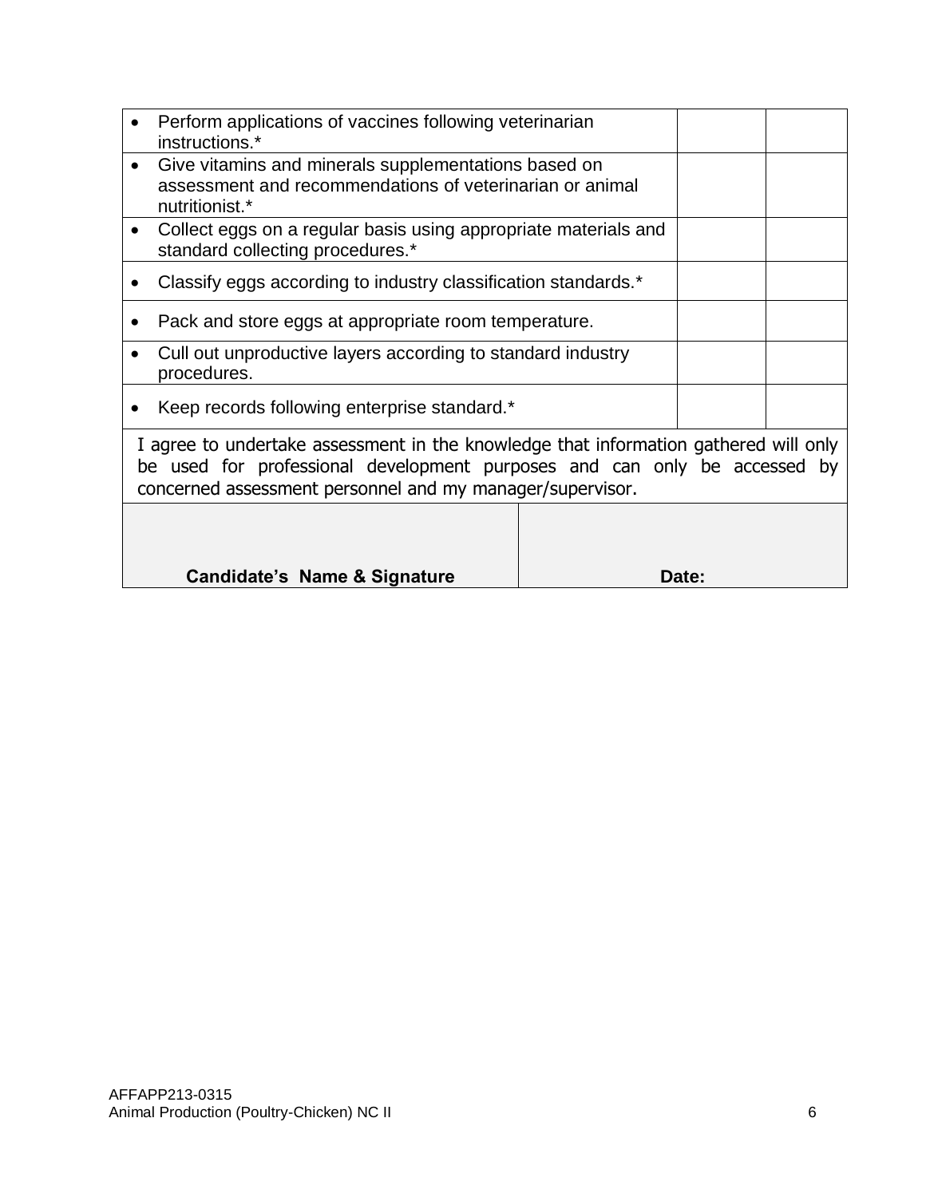|  |  |  |
|---|---|---|
| • Perform applications of vaccines following veterinarian instructions.* |  |  |
| • Give vitamins and minerals supplementations based on assessment and recommendations of veterinarian or animal nutritionist.* |  |  |
| • Collect eggs on a regular basis using appropriate materials and standard collecting procedures.* |  |  |
| • Classify eggs according to industry classification standards.* |  |  |
| • Pack and store eggs at appropriate room temperature. |  |  |
| • Cull out unproductive layers according to standard industry procedures. |  |  |
| • Keep records following enterprise standard.* |  |  |

I agree to undertake assessment in the knowledge that information gathered will only be used for professional development purposes and can only be accessed by concerned assessment personnel and my manager/supervisor.

|  |  |
|---|---|
| **Candidate's Name & Signature** | **Date:** |

AFFAPP213-0315
Animal Production (Poultry-Chicken) NC II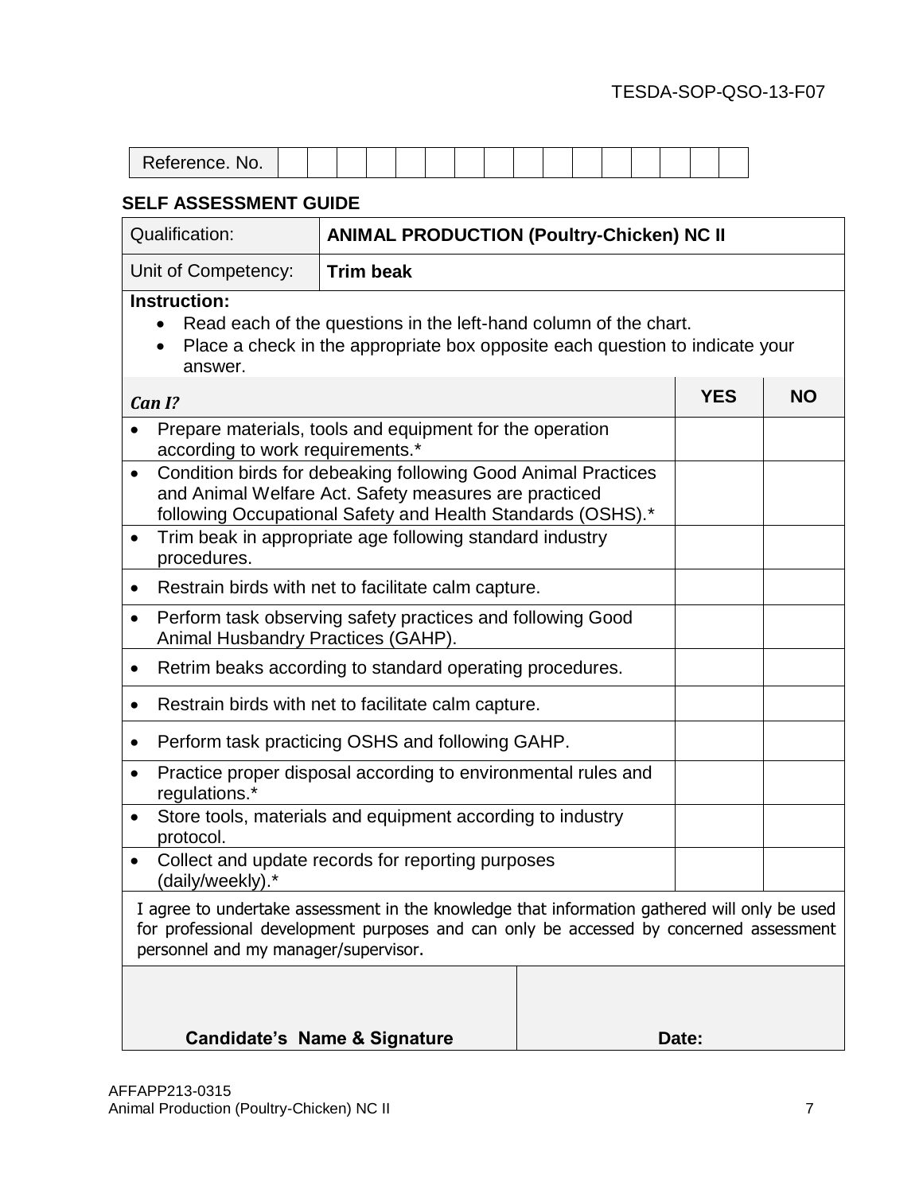TESDA-SOP-QSO-13-F07

| Reference. No. | | | | | | | | | | | | | | | | |
|---|---|---|---|---|---|---|---|---|---|---|---|---|---|---|---|---|

## SELF ASSESSMENT GUIDE

| Qualification: | **ANIMAL PRODUCTION (Poultry-Chicken) NC II** |
|---|---|
| Unit of Competency: | **Trim beak** |

**Instruction:**

- Read each of the questions in the left-hand column of the chart.
- Place a check in the appropriate box opposite each question to indicate your answer.

| ***Can I?*** | **YES** | **NO** |
|---|---|---|
| • Prepare materials, tools and equipment for the operation according to work requirements.* | | |
| • Condition birds for debeaking following Good Animal Practices and Animal Welfare Act. Safety measures are practiced following Occupational Safety and Health Standards (OSHS).* | | |
| • Trim beak in appropriate age following standard industry procedures. | | |
| • Restrain birds with net to facilitate calm capture. | | |
| • Perform task observing safety practices and following Good Animal Husbandry Practices (GAHP). | | |
| • Retrim beaks according to standard operating procedures. | | |
| • Restrain birds with net to facilitate calm capture. | | |
| • Perform task practicing OSHS and following GAHP. | | |
| • Practice proper disposal according to environmental rules and regulations.* | | |
| • Store tools, materials and equipment according to industry protocol. | | |
| • Collect and update records for reporting purposes (daily/weekly).* | | |

I agree to undertake assessment in the knowledge that information gathered will only be used for professional development purposes and can only be accessed by concerned assessment personnel and my manager/supervisor.

| | |
|---|---|
| **Candidate's Name & Signature** | **Date:** |

AFFAPP213-0315
Animal Production (Poultry-Chicken) NC II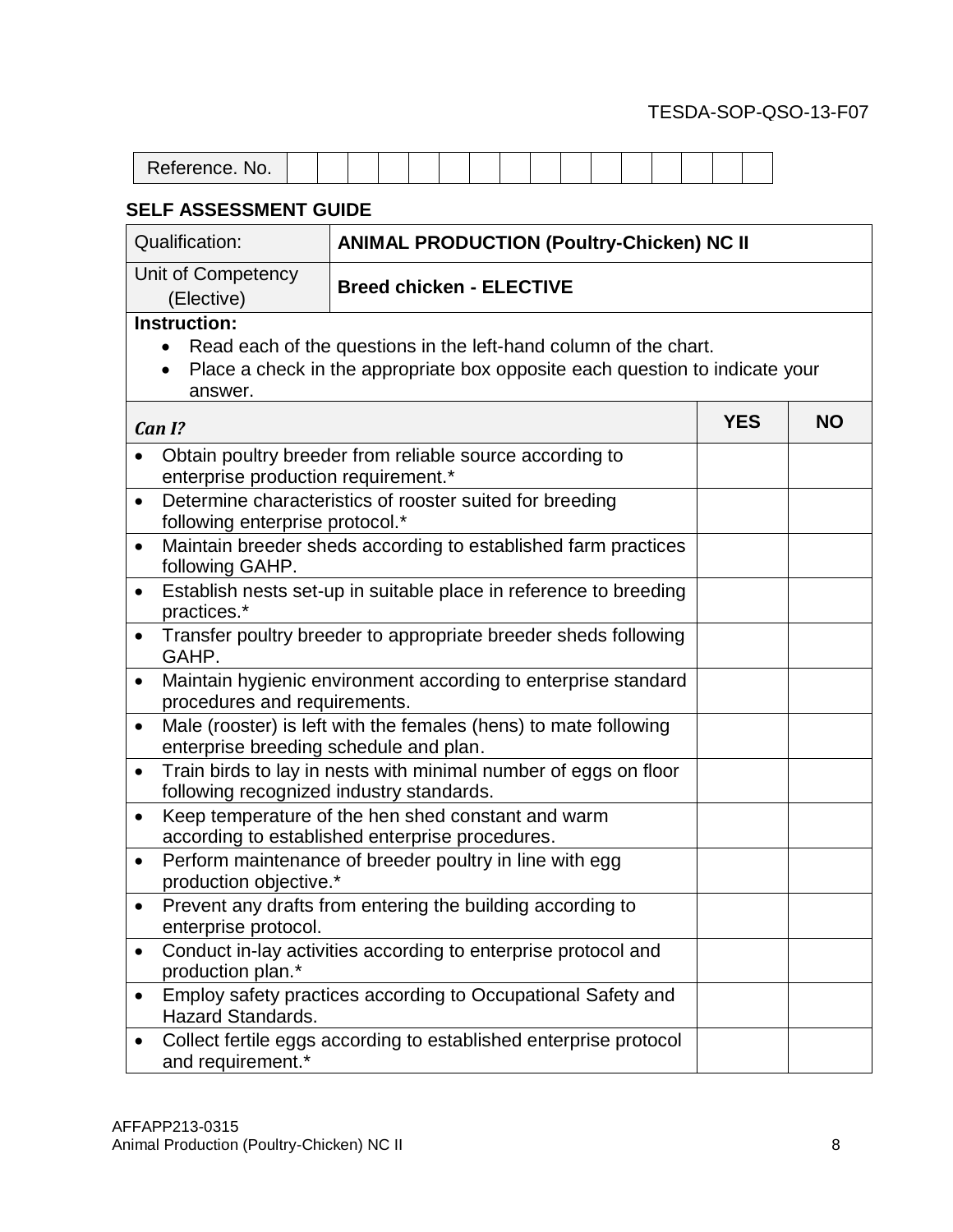TESDA-SOP-QSO-13-F07

| Reference. No. | | | | | | | | | | | | | | | | |
|---|---|---|---|---|---|---|---|---|---|---|---|---|---|---|---|---|

## SELF ASSESSMENT GUIDE

| Qualification: | **ANIMAL PRODUCTION (Poultry-Chicken) NC II** |
|---|---|
| Unit of Competency (Elective) | **Breed chicken - ELECTIVE** |

**Instruction:**

- Read each of the questions in the left-hand column of the chart.
- Place a check in the appropriate box opposite each question to indicate your answer.

| ***Can I?*** | **YES** | **NO** |
|---|---|---|
| • Obtain poultry breeder from reliable source according to enterprise production requirement.* | | |
| • Determine characteristics of rooster suited for breeding following enterprise protocol.* | | |
| • Maintain breeder sheds according to established farm practices following GAHP. | | |
| • Establish nests set-up in suitable place in reference to breeding practices.* | | |
| • Transfer poultry breeder to appropriate breeder sheds following GAHP. | | |
| • Maintain hygienic environment according to enterprise standard procedures and requirements. | | |
| • Male (rooster) is left with the females (hens) to mate following enterprise breeding schedule and plan. | | |
| • Train birds to lay in nests with minimal number of eggs on floor following recognized industry standards. | | |
| • Keep temperature of the hen shed constant and warm according to established enterprise procedures. | | |
| • Perform maintenance of breeder poultry in line with egg production objective.* | | |
| • Prevent any drafts from entering the building according to enterprise protocol. | | |
| • Conduct in-lay activities according to enterprise protocol and production plan.* | | |
| • Employ safety practices according to Occupational Safety and Hazard Standards. | | |
| • Collect fertile eggs according to established enterprise protocol and requirement.* | | |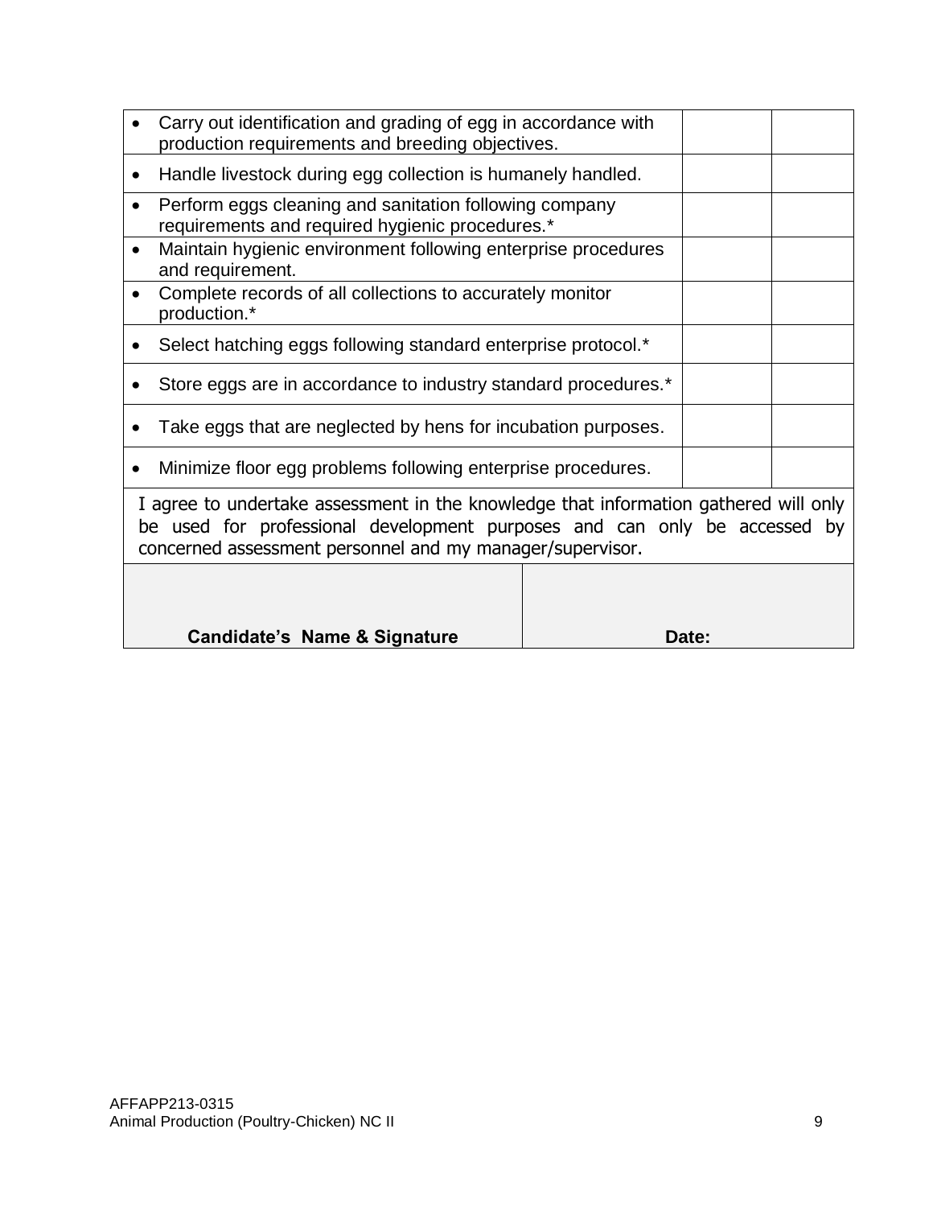| | | |
|---|---|---|
| • Carry out identification and grading of egg in accordance with production requirements and breeding objectives. | | |
| • Handle livestock during egg collection is humanely handled. | | |
| • Perform eggs cleaning and sanitation following company requirements and required hygienic procedures.* | | |
| • Maintain hygienic environment following enterprise procedures and requirement. | | |
| • Complete records of all collections to accurately monitor production.* | | |
| • Select hatching eggs following standard enterprise protocol.* | | |
| • Store eggs are in accordance to industry standard procedures.* | | |
| • Take eggs that are neglected by hens for incubation purposes. | | |
| • Minimize floor egg problems following enterprise procedures. | | |

I agree to undertake assessment in the knowledge that information gathered will only be used for professional development purposes and can only be accessed by concerned assessment personnel and my manager/supervisor.

| | |
|---|---|
| **Candidate's Name & Signature** | **Date:** |